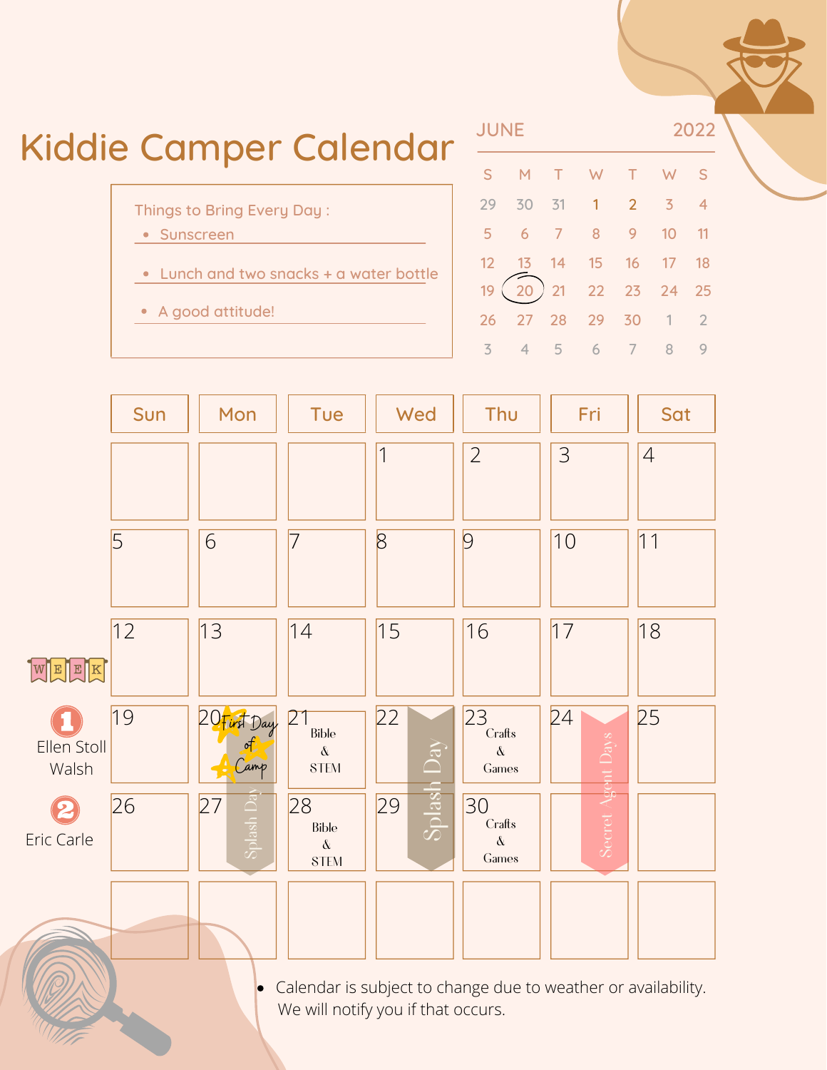# Kiddie Camper Calendar

**JUNE 2022**

| S | M | T | W | T | W | S |
|---|---|---|---|---|---|---|
| 29 | 30 | 31 | 1 | 2 | 3 | 4 |
| 5 | 6 | 7 | 8 | 9 | 10 | 11 |
| 12 | 13 | 14 | 15 | 16 | 17 | 18 |
| 19 | 20 | 21 | 22 | 23 | 24 | 25 |
| 26 | 27 | 28 | 29 | 30 | 1 | 2 |
| 3 | 4 | 5 | 6 | 7 | 8 | 9 |

Things to Bring Every Day :

- Sunscreen
- Lunch and two snacks + a water bottle
- A good attitude!

| WEEK | Sun | Mon | Tue | Wed | Thu | Fri | Sat |
|---|---|---|---|---|---|---|---|
| | | | | 1 | 2 | 3 | 4 |
| | 5 | 6 | 7 | 8 | 9 | 10 | 11 |
| | 12 | 13 | 14 | 15 | 16 | 17 | 18 |
| 1 Ellen Stoll Walsh | 19 | 20 First Day of Camp; Splash Day | 21 Bible & STEM | 22 Splash Day | 23 Crafts & Games | 24 Secret Agent Days | 25 |
| 2 Eric Carle | 26 | 27 | 28 Bible & STEM | 29 | 30 Crafts & Games | | |
| | | | | | | | |

- Calendar is subject to change due to weather or availability. We will notify you if that occurs.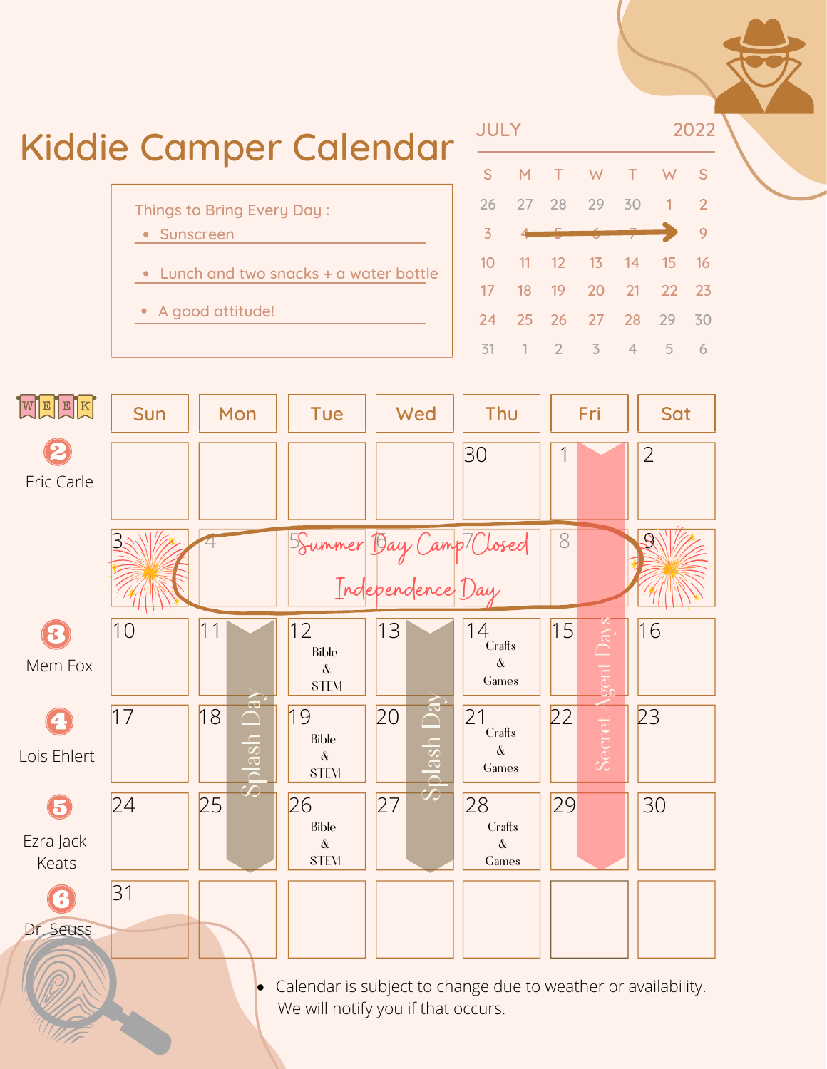# Kiddie Camper Calendar

**Things to Bring Every Day :**

- Sunscreen
- Lunch and two snacks + a water bottle
- A good attitude!

**JULY 2022**

| S | M | T | W | T | W | S |
|---|---|---|---|---|---|---|
| 26 | 27 | 28 | 29 | 30 | 1 | 2 |
| 3 | 4 | 5 | 6 | 7 | 8 | 9 |
| 10 | 11 | 12 | 13 | 14 | 15 | 16 |
| 17 | 18 | 19 | 20 | 21 | 22 | 23 |
| 24 | 25 | 26 | 27 | 28 | 29 | 30 |
| 31 | 1 | 2 | 3 | 4 | 5 | 6 |

| WEEK | Sun | Mon | Tue | Wed | Thu | Fri | Sat |
|---|---|---|---|---|---|---|---|
| 2 Eric Carle | | | | | 30 | 1 Secret Agent Days | 2 |
| | 3 | 4 Summer Day Camp Closed Independence Day | 5 Summer Day Camp Closed Independence Day | 6 Summer Day Camp Closed Independence Day | 7 Summer Day Camp Closed Independence Day | 8 Summer Day Camp Closed Independence Day | 9 |
| 3 Mem Fox | 10 | 11 Splash Day | 12 Bible & STEM | 13 Splash Day | 14 Crafts & Games | 15 Secret Agent Days | 16 |
| 4 Lois Ehlert | 17 | 18 Splash Day | 19 Bible & STEM | 20 Splash Day | 21 Crafts & Games | 22 Secret Agent Days | 23 |
| 5 Ezra Jack Keats | 24 | 25 Splash Day | 26 Bible & STEM | 27 Splash Day | 28 Crafts & Games | 29 Secret Agent Days | 30 |
| 6 Dr. Seuss | 31 | | | | | | |

- Calendar is subject to change due to weather or availability. We will notify you if that occurs.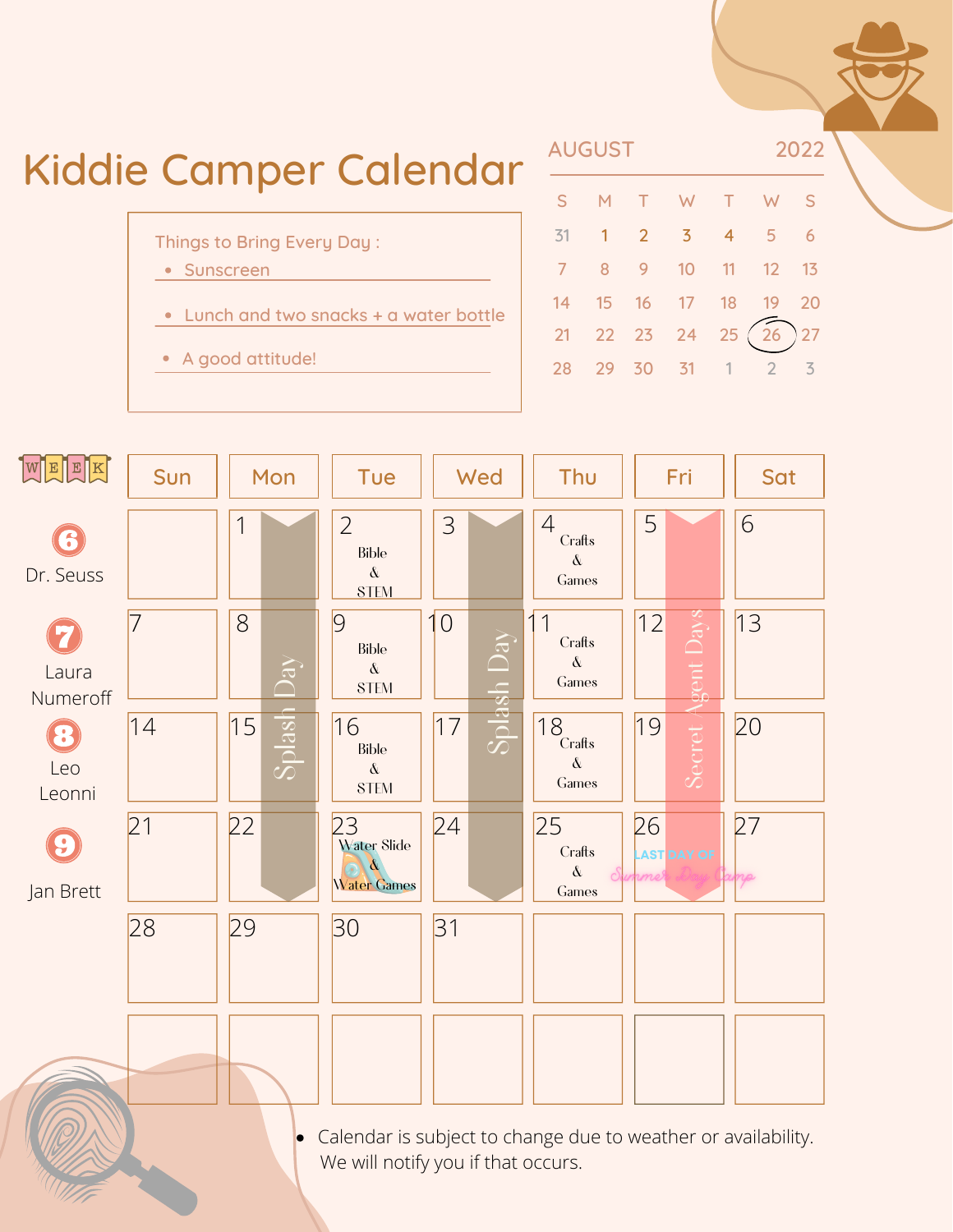# Kiddie Camper Calendar

**AUGUST 2022**

| S | M | T | W | T | W | S |
|---|---|---|---|---|---|---|
| 31 | 1 | 2 | 3 | 4 | 5 | 6 |
| 7 | 8 | 9 | 10 | 11 | 12 | 13 |
| 14 | 15 | 16 | 17 | 18 | 19 | 20 |
| 21 | 22 | 23 | 24 | 25 | 26 | 27 |
| 28 | 29 | 30 | 31 | 1 | 2 | 3 |

Things to Bring Every Day :

- Sunscreen
- Lunch and two snacks + a water bottle
- A good attitude!

| WEEK | Sun | Mon | Tue | Wed | Thu | Fri | Sat |
|---|---|---|---|---|---|---|---|
| 6 Dr. Seuss | | 1 Splash Day | 2 Bible & STEM | 3 Splash Day | 4 Crafts & Games | 5 Secret Agent Days | 6 |
| 7 Laura Numeroff | 7 | 8 Splash Day | 9 Bible & STEM | 10 Splash Day | 11 Crafts & Games | 12 Secret Agent Days | 13 |
| 8 Leo Leonni | 14 | 15 Splash Day | 16 Bible & STEM | 17 Splash Day | 18 Crafts & Games | 19 Secret Agent Days | 20 |
| 9 Jan Brett | 21 | 22 Splash Day | 23 Water Slide & Water Games | 24 Splash Day | 25 Crafts & Games | 26 Secret Agent Days; LAST DAY OF Summer Day Camp | 27 |
| | 28 | 29 | 30 | 31 | | | |
| | | | | | | | |

- Calendar is subject to change due to weather or availability. We will notify you if that occurs.